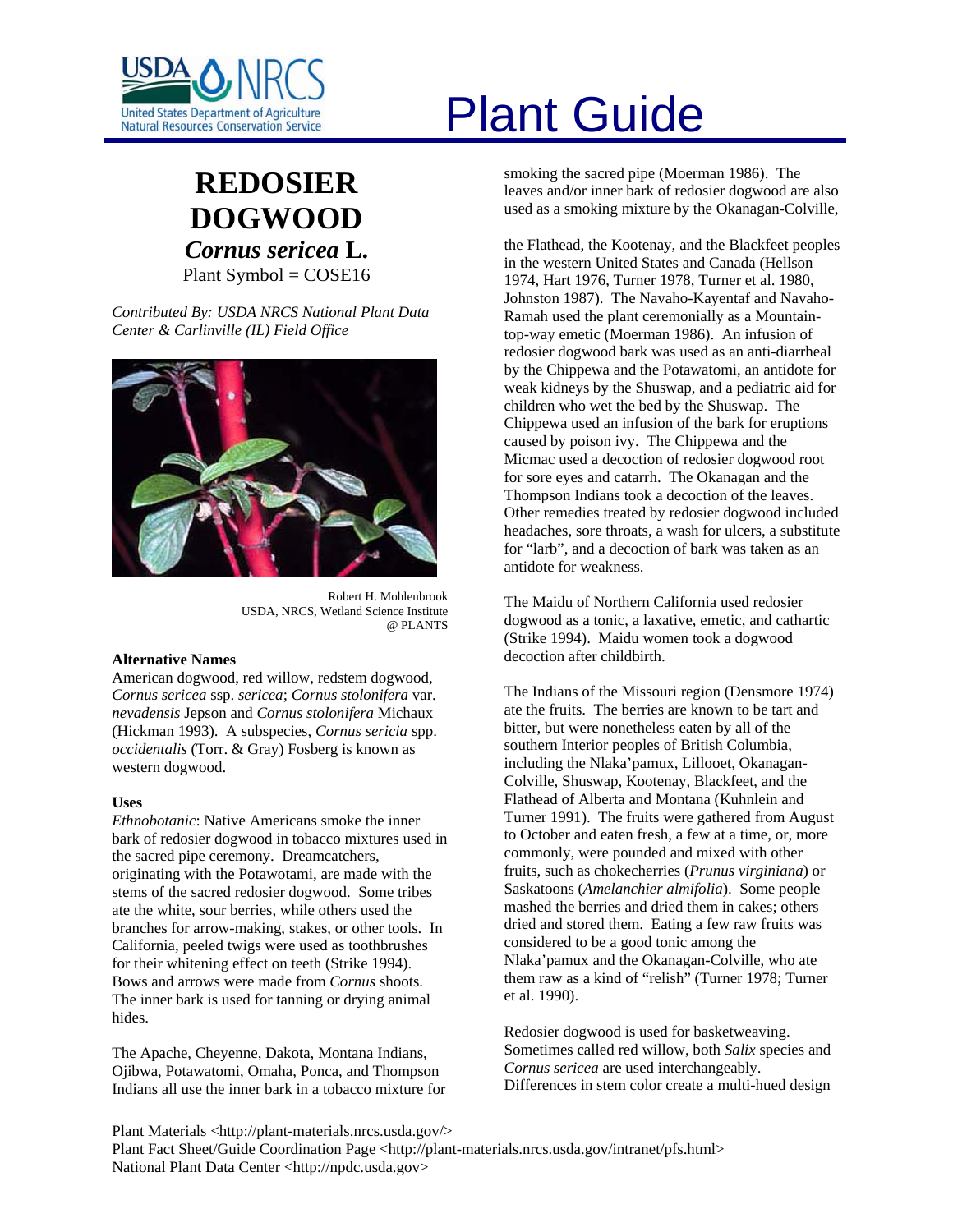# Plant Guide

## REDOSIER DOGWOOD

## *Cornus sericea* L.

Plant Symbol = COSE16

*Contributed By: USDA NRCS National Plant Data Center & Carlinville (IL) Field Office*

Robert H. Mohlenbrook
USDA, NRCS, Wetland Science Institute
@ PLANTS

### Alternative Names

American dogwood, red willow, redstem dogwood, *Cornus sericea* ssp. *sericea*; *Cornus stolonifera* var. *nevadensis* Jepson and *Cornus stolonifera* Michaux (Hickman 1993). A subspecies, *Cornus sericia* spp. *occidentalis* (Torr. & Gray) Fosberg is known as western dogwood.

### Uses

*Ethnobotanic*: Native Americans smoke the inner bark of redosier dogwood in tobacco mixtures used in the sacred pipe ceremony. Dreamcatchers, originating with the Potawotami, are made with the stems of the sacred redosier dogwood. Some tribes ate the white, sour berries, while others used the branches for arrow-making, stakes, or other tools. In California, peeled twigs were used as toothbrushes for their whitening effect on teeth (Strike 1994). Bows and arrows were made from *Cornus* shoots. The inner bark is used for tanning or drying animal hides.

The Apache, Cheyenne, Dakota, Montana Indians, Ojibwa, Potawatomi, Omaha, Ponca, and Thompson Indians all use the inner bark in a tobacco mixture for smoking the sacred pipe (Moerman 1986). The leaves and/or inner bark of redosier dogwood are also used as a smoking mixture by the Okanagan-Colville, the Flathead, the Kootenay, and the Blackfeet peoples in the western United States and Canada (Hellson 1974, Hart 1976, Turner 1978, Turner et al. 1980, Johnston 1987). The Navaho-Kayentaf and Navaho-Ramah used the plant ceremonially as a Mountain-top-way emetic (Moerman 1986). An infusion of redosier dogwood bark was used as an anti-diarrheal by the Chippewa and the Potawatomi, an antidote for weak kidneys by the Shuswap, and a pediatric aid for children who wet the bed by the Shuswap. The Chippewa used an infusion of the bark for eruptions caused by poison ivy. The Chippewa and the Micmac used a decoction of redosier dogwood root for sore eyes and catarrh. The Okanagan and the Thompson Indians took a decoction of the leaves. Other remedies treated by redosier dogwood included headaches, sore throats, a wash for ulcers, a substitute for "larb", and a decoction of bark was taken as an antidote for weakness.

The Maidu of Northern California used redosier dogwood as a tonic, a laxative, emetic, and cathartic (Strike 1994). Maidu women took a dogwood decoction after childbirth.

The Indians of the Missouri region (Densmore 1974) ate the fruits. The berries are known to be tart and bitter, but were nonetheless eaten by all of the southern Interior peoples of British Columbia, including the Nlaka'pamux, Lillooet, Okanagan-Colville, Shuswap, Kootenay, Blackfeet, and the Flathead of Alberta and Montana (Kuhnlein and Turner 1991). The fruits were gathered from August to October and eaten fresh, a few at a time, or, more commonly, were pounded and mixed with other fruits, such as chokecherries (*Prunus virginiana*) or Saskatoons (*Amelanchier almifolia*). Some people mashed the berries and dried them in cakes; others dried and stored them. Eating a few raw fruits was considered to be a good tonic among the Nlaka'pamux and the Okanagan-Colville, who ate them raw as a kind of "relish" (Turner 1978; Turner et al. 1990).

Redosier dogwood is used for basketweaving. Sometimes called red willow, both *Salix* species and *Cornus sericea* are used interchangeably. Differences in stem color create a multi-hued design

Plant Materials <http://plant-materials.nrcs.usda.gov/>
Plant Fact Sheet/Guide Coordination Page <http://plant-materials.nrcs.usda.gov/intranet/pfs.html>
National Plant Data Center <http://npdc.usda.gov>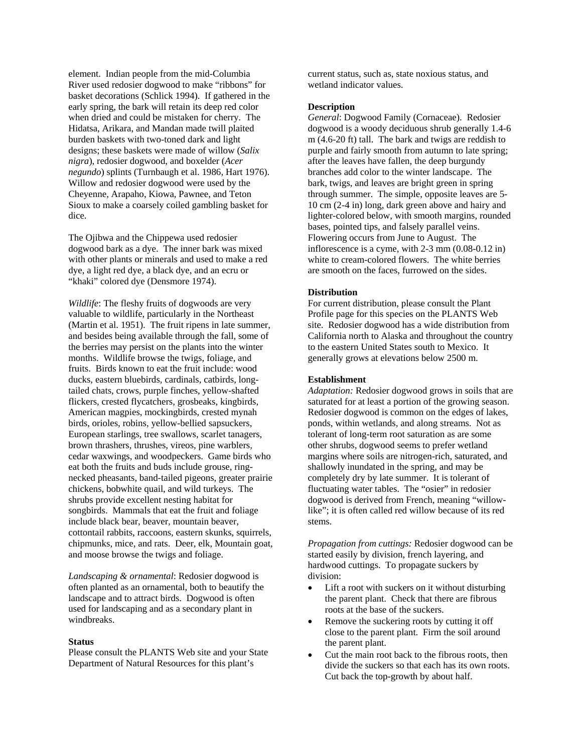element. Indian people from the mid-Columbia River used redosier dogwood to make "ribbons" for basket decorations (Schlick 1994). If gathered in the early spring, the bark will retain its deep red color when dried and could be mistaken for cherry. The Hidatsa, Arikara, and Mandan made twill plaited burden baskets with two-toned dark and light designs; these baskets were made of willow (*Salix nigra*), redosier dogwood, and boxelder (*Acer negundo*) splints (Turnbaugh et al. 1986, Hart 1976). Willow and redosier dogwood were used by the Cheyenne, Arapaho, Kiowa, Pawnee, and Teton Sioux to make a coarsely coiled gambling basket for dice.

The Ojibwa and the Chippewa used redosier dogwood bark as a dye. The inner bark was mixed with other plants or minerals and used to make a red dye, a light red dye, a black dye, and an ecru or "khaki" colored dye (Densmore 1974).

*Wildlife*: The fleshy fruits of dogwoods are very valuable to wildlife, particularly in the Northeast (Martin et al. 1951). The fruit ripens in late summer, and besides being available through the fall, some of the berries may persist on the plants into the winter months. Wildlife browse the twigs, foliage, and fruits. Birds known to eat the fruit include: wood ducks, eastern bluebirds, cardinals, catbirds, long-tailed chats, crows, purple finches, yellow-shafted flickers, crested flycatchers, grosbeaks, kingbirds, American magpies, mockingbirds, crested mynah birds, orioles, robins, yellow-bellied sapsuckers, European starlings, tree swallows, scarlet tanagers, brown thrashers, thrushes, vireos, pine warblers, cedar waxwings, and woodpeckers. Game birds who eat both the fruits and buds include grouse, ring-necked pheasants, band-tailed pigeons, greater prairie chickens, bobwhite quail, and wild turkeys. The shrubs provide excellent nesting habitat for songbirds. Mammals that eat the fruit and foliage include black bear, beaver, mountain beaver, cottontail rabbits, raccoons, eastern skunks, squirrels, chipmunks, mice, and rats. Deer, elk, Mountain goat, and moose browse the twigs and foliage.

*Landscaping & ornamental*: Redosier dogwood is often planted as an ornamental, both to beautify the landscape and to attract birds. Dogwood is often used for landscaping and as a secondary plant in windbreaks.

**Status**

Please consult the PLANTS Web site and your State Department of Natural Resources for this plant's current status, such as, state noxious status, and wetland indicator values.

**Description**

*General*: Dogwood Family (Cornaceae). Redosier dogwood is a woody deciduous shrub generally 1.4-6 m (4.6-20 ft) tall. The bark and twigs are reddish to purple and fairly smooth from autumn to late spring; after the leaves have fallen, the deep burgundy branches add color to the winter landscape. The bark, twigs, and leaves are bright green in spring through summer. The simple, opposite leaves are 5-10 cm (2-4 in) long, dark green above and hairy and lighter-colored below, with smooth margins, rounded bases, pointed tips, and falsely parallel veins. Flowering occurs from June to August. The inflorescence is a cyme, with 2-3 mm (0.08-0.12 in) white to cream-colored flowers. The white berries are smooth on the faces, furrowed on the sides.

**Distribution**

For current distribution, please consult the Plant Profile page for this species on the PLANTS Web site. Redosier dogwood has a wide distribution from California north to Alaska and throughout the country to the eastern United States south to Mexico. It generally grows at elevations below 2500 m.

**Establishment**

*Adaptation:* Redosier dogwood grows in soils that are saturated for at least a portion of the growing season. Redosier dogwood is common on the edges of lakes, ponds, within wetlands, and along streams. Not as tolerant of long-term root saturation as are some other shrubs, dogwood seems to prefer wetland margins where soils are nitrogen-rich, saturated, and shallowly inundated in the spring, and may be completely dry by late summer. It is tolerant of fluctuating water tables. The "osier" in redosier dogwood is derived from French, meaning "willow-like"; it is often called red willow because of its red stems.

*Propagation from cuttings:* Redosier dogwood can be started easily by division, french layering, and hardwood cuttings. To propagate suckers by division:

- Lift a root with suckers on it without disturbing the parent plant. Check that there are fibrous roots at the base of the suckers.
- Remove the suckering roots by cutting it off close to the parent plant. Firm the soil around the parent plant.
- Cut the main root back to the fibrous roots, then divide the suckers so that each has its own roots. Cut back the top-growth by about half.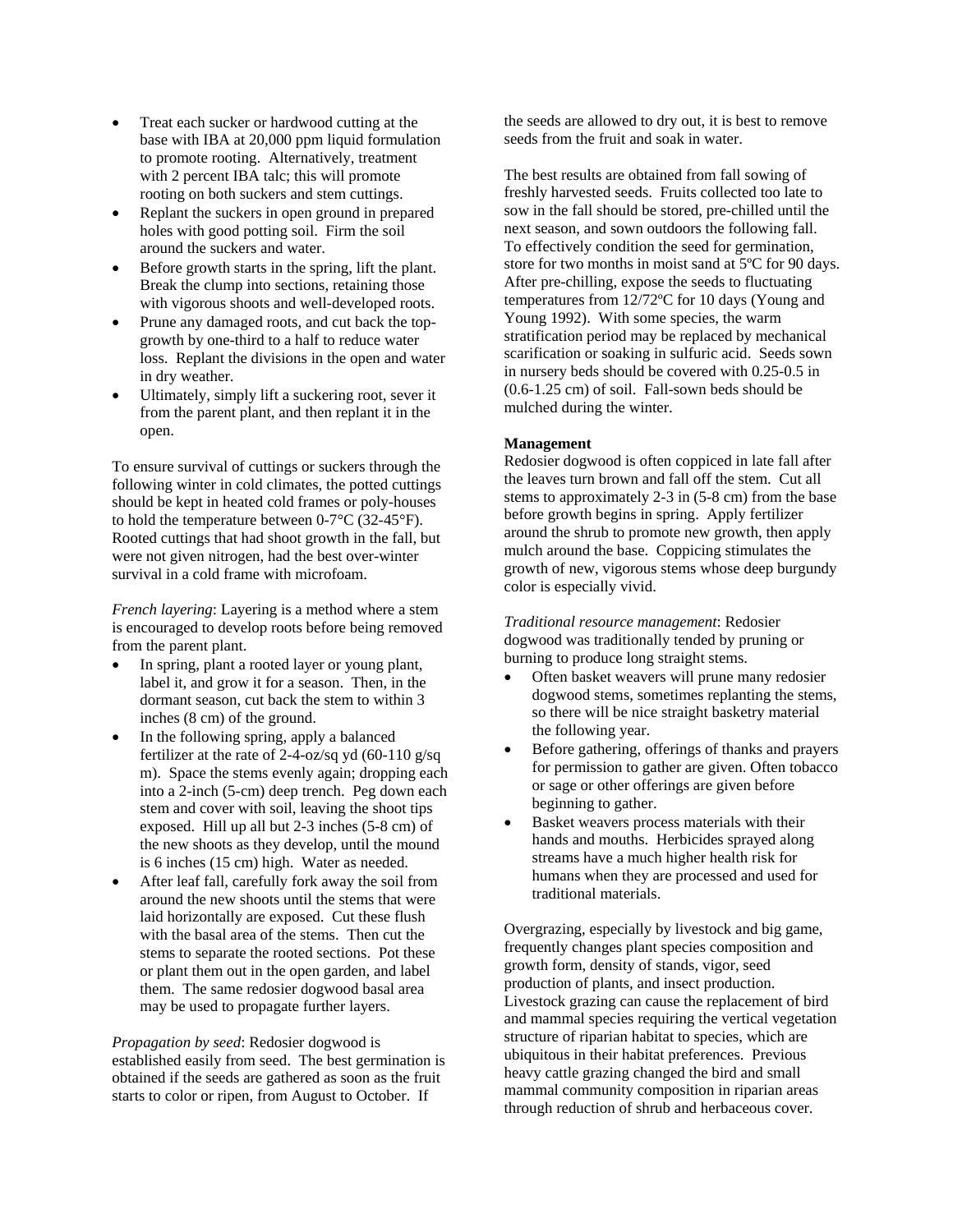- Treat each sucker or hardwood cutting at the base with IBA at 20,000 ppm liquid formulation to promote rooting. Alternatively, treatment with 2 percent IBA talc; this will promote rooting on both suckers and stem cuttings.
- Replant the suckers in open ground in prepared holes with good potting soil. Firm the soil around the suckers and water.
- Before growth starts in the spring, lift the plant. Break the clump into sections, retaining those with vigorous shoots and well-developed roots.
- Prune any damaged roots, and cut back the top-growth by one-third to a half to reduce water loss. Replant the divisions in the open and water in dry weather.
- Ultimately, simply lift a suckering root, sever it from the parent plant, and then replant it in the open.

To ensure survival of cuttings or suckers through the following winter in cold climates, the potted cuttings should be kept in heated cold frames or poly-houses to hold the temperature between 0-7°C (32-45°F). Rooted cuttings that had shoot growth in the fall, but were not given nitrogen, had the best over-winter survival in a cold frame with microfoam.

*French layering*: Layering is a method where a stem is encouraged to develop roots before being removed from the parent plant.

- In spring, plant a rooted layer or young plant, label it, and grow it for a season. Then, in the dormant season, cut back the stem to within 3 inches (8 cm) of the ground.
- In the following spring, apply a balanced fertilizer at the rate of 2-4-oz/sq yd (60-110 g/sq m). Space the stems evenly again; dropping each into a 2-inch (5-cm) deep trench. Peg down each stem and cover with soil, leaving the shoot tips exposed. Hill up all but 2-3 inches (5-8 cm) of the new shoots as they develop, until the mound is 6 inches (15 cm) high. Water as needed.
- After leaf fall, carefully fork away the soil from around the new shoots until the stems that were laid horizontally are exposed. Cut these flush with the basal area of the stems. Then cut the stems to separate the rooted sections. Pot these or plant them out in the open garden, and label them. The same redosier dogwood basal area may be used to propagate further layers.

*Propagation by seed*: Redosier dogwood is established easily from seed. The best germination is obtained if the seeds are gathered as soon as the fruit starts to color or ripen, from August to October. If the seeds are allowed to dry out, it is best to remove seeds from the fruit and soak in water.

The best results are obtained from fall sowing of freshly harvested seeds. Fruits collected too late to sow in the fall should be stored, pre-chilled until the next season, and sown outdoors the following fall. To effectively condition the seed for germination, store for two months in moist sand at 5ºC for 90 days. After pre-chilling, expose the seeds to fluctuating temperatures from 12/72ºC for 10 days (Young and Young 1992). With some species, the warm stratification period may be replaced by mechanical scarification or soaking in sulfuric acid. Seeds sown in nursery beds should be covered with 0.25-0.5 in (0.6-1.25 cm) of soil. Fall-sown beds should be mulched during the winter.

**Management**

Redosier dogwood is often coppiced in late fall after the leaves turn brown and fall off the stem. Cut all stems to approximately 2-3 in (5-8 cm) from the base before growth begins in spring. Apply fertilizer around the shrub to promote new growth, then apply mulch around the base. Coppicing stimulates the growth of new, vigorous stems whose deep burgundy color is especially vivid.

*Traditional resource management*: Redosier dogwood was traditionally tended by pruning or burning to produce long straight stems.

- Often basket weavers will prune many redosier dogwood stems, sometimes replanting the stems, so there will be nice straight basketry material the following year.
- Before gathering, offerings of thanks and prayers for permission to gather are given. Often tobacco or sage or other offerings are given before beginning to gather.
- Basket weavers process materials with their hands and mouths. Herbicides sprayed along streams have a much higher health risk for humans when they are processed and used for traditional materials.

Overgrazing, especially by livestock and big game, frequently changes plant species composition and growth form, density of stands, vigor, seed production of plants, and insect production. Livestock grazing can cause the replacement of bird and mammal species requiring the vertical vegetation structure of riparian habitat to species, which are ubiquitous in their habitat preferences. Previous heavy cattle grazing changed the bird and small mammal community composition in riparian areas through reduction of shrub and herbaceous cover.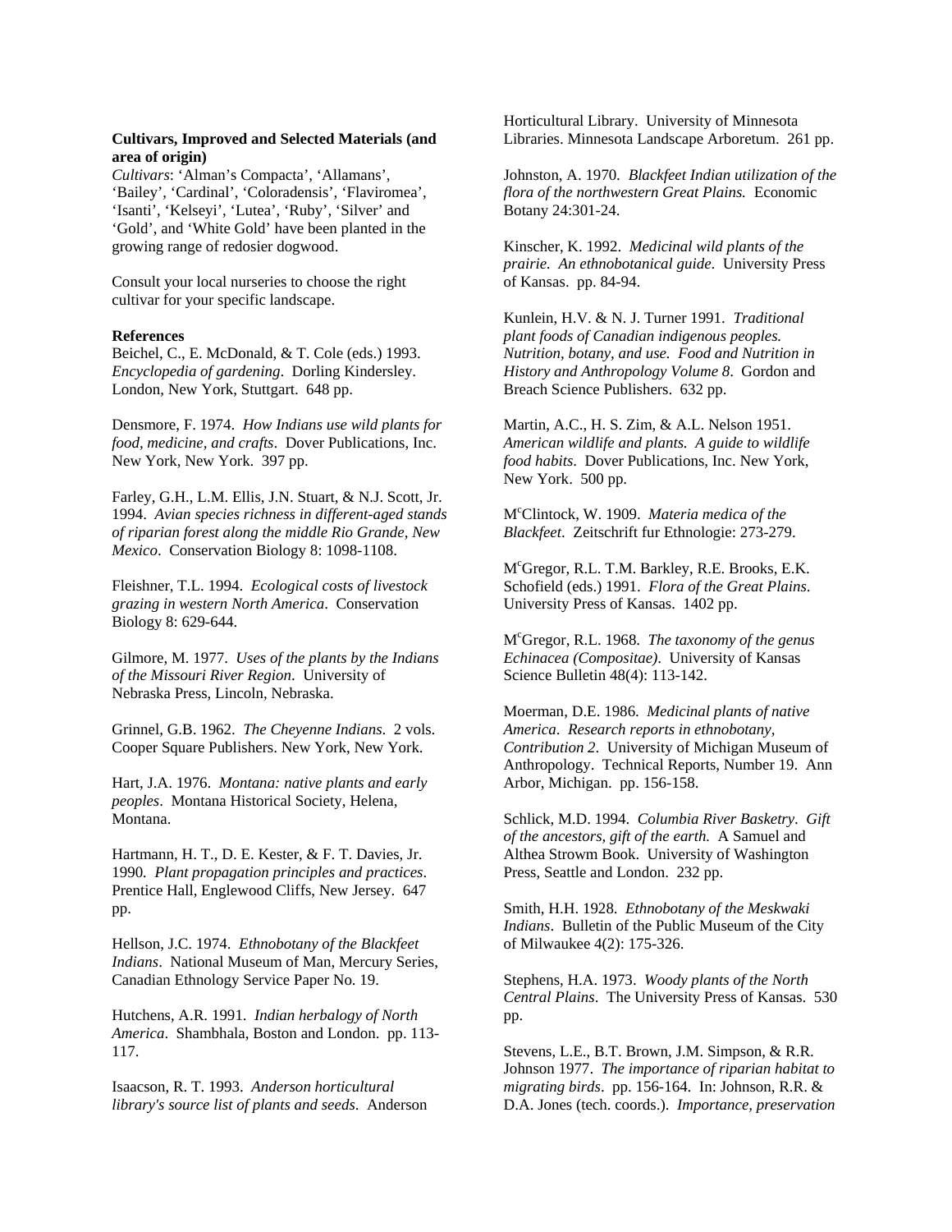**Cultivars, Improved and Selected Materials (and area of origin)**

*Cultivars*: 'Alman's Compacta', 'Allamans', 'Bailey', 'Cardinal', 'Coloradensis', 'Flaviromea', 'Isanti', 'Kelseyi', 'Lutea', 'Ruby', 'Silver' and 'Gold', and 'White Gold' have been planted in the growing range of redosier dogwood.

Consult your local nurseries to choose the right cultivar for your specific landscape.

**References**

Beichel, C., E. McDonald, & T. Cole (eds.) 1993. *Encyclopedia of gardening*. Dorling Kindersley. London, New York, Stuttgart. 648 pp.

Densmore, F. 1974. *How Indians use wild plants for food, medicine, and crafts*. Dover Publications, Inc. New York, New York. 397 pp.

Farley, G.H., L.M. Ellis, J.N. Stuart, & N.J. Scott, Jr. 1994. *Avian species richness in different-aged stands of riparian forest along the middle Rio Grande, New Mexico*. Conservation Biology 8: 1098-1108.

Fleishner, T.L. 1994. *Ecological costs of livestock grazing in western North America*. Conservation Biology 8: 629-644.

Gilmore, M. 1977. *Uses of the plants by the Indians of the Missouri River Region*. University of Nebraska Press, Lincoln, Nebraska.

Grinnel, G.B. 1962. *The Cheyenne Indians*. 2 vols. Cooper Square Publishers. New York, New York.

Hart, J.A. 1976. *Montana: native plants and early peoples*. Montana Historical Society, Helena, Montana.

Hartmann, H. T., D. E. Kester, & F. T. Davies, Jr. 1990. *Plant propagation principles and practices*. Prentice Hall, Englewood Cliffs, New Jersey. 647 pp.

Hellson, J.C. 1974. *Ethnobotany of the Blackfeet Indians*. National Museum of Man, Mercury Series, Canadian Ethnology Service Paper No. 19.

Hutchens, A.R. 1991. *Indian herbalogy of North America*. Shambhala, Boston and London. pp. 113-117.

Isaacson, R. T. 1993. *Anderson horticultural library's source list of plants and seeds*. Anderson Horticultural Library. University of Minnesota Libraries. Minnesota Landscape Arboretum. 261 pp.

Johnston, A. 1970. *Blackfeet Indian utilization of the flora of the northwestern Great Plains.* Economic Botany 24:301-24.

Kinscher, K. 1992. *Medicinal wild plants of the prairie. An ethnobotanical guide*. University Press of Kansas. pp. 84-94.

Kunlein, H.V. & N. J. Turner 1991. *Traditional plant foods of Canadian indigenous peoples. Nutrition, botany, and use. Food and Nutrition in History and Anthropology Volume 8*. Gordon and Breach Science Publishers. 632 pp.

Martin, A.C., H. S. Zim, & A.L. Nelson 1951. *American wildlife and plants. A guide to wildlife food habits.* Dover Publications, Inc. New York, New York. 500 pp.

McClintock, W. 1909. *Materia medica of the Blackfeet*. Zeitschrift fur Ethnologie: 273-279.

McGregor, R.L. T.M. Barkley, R.E. Brooks, E.K. Schofield (eds.) 1991. *Flora of the Great Plains.* University Press of Kansas. 1402 pp.

McGregor, R.L. 1968. *The taxonomy of the genus Echinacea (Compositae).* University of Kansas Science Bulletin 48(4): 113-142.

Moerman, D.E. 1986. *Medicinal plants of native America. Research reports in ethnobotany, Contribution 2*. University of Michigan Museum of Anthropology. Technical Reports, Number 19. Ann Arbor, Michigan. pp. 156-158.

Schlick, M.D. 1994. *Columbia River Basketry. Gift of the ancestors, gift of the earth.* A Samuel and Althea Strowm Book. University of Washington Press, Seattle and London. 232 pp.

Smith, H.H. 1928. *Ethnobotany of the Meskwaki Indians*. Bulletin of the Public Museum of the City of Milwaukee 4(2): 175-326.

Stephens, H.A. 1973. *Woody plants of the North Central Plains*. The University Press of Kansas. 530 pp.

Stevens, L.E., B.T. Brown, J.M. Simpson, & R.R. Johnson 1977. *The importance of riparian habitat to migrating birds*. pp. 156-164. In: Johnson, R.R. & D.A. Jones (tech. coords.). *Importance, preservation*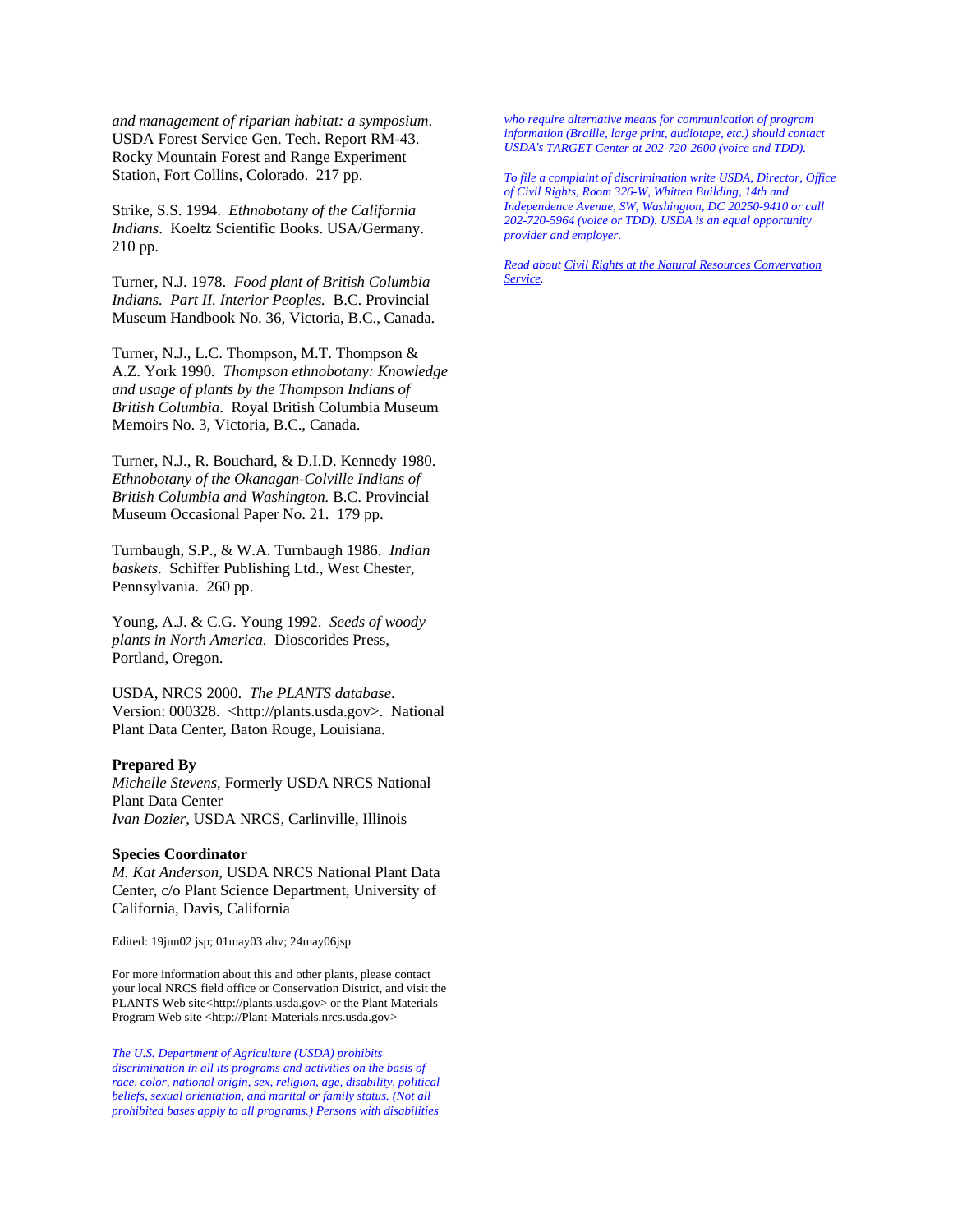*and management of riparian habitat: a symposium*. USDA Forest Service Gen. Tech. Report RM-43. Rocky Mountain Forest and Range Experiment Station, Fort Collins, Colorado. 217 pp.

Strike, S.S. 1994. *Ethnobotany of the California Indians*. Koeltz Scientific Books. USA/Germany. 210 pp.

Turner, N.J. 1978. *Food plant of British Columbia Indians. Part II. Interior Peoples.* B.C. Provincial Museum Handbook No. 36, Victoria, B.C., Canada.

Turner, N.J., L.C. Thompson, M.T. Thompson & A.Z. York 1990. *Thompson ethnobotany: Knowledge and usage of plants by the Thompson Indians of British Columbia*. Royal British Columbia Museum Memoirs No. 3, Victoria, B.C., Canada.

Turner, N.J., R. Bouchard, & D.I.D. Kennedy 1980. *Ethnobotany of the Okanagan-Colville Indians of British Columbia and Washington.* B.C. Provincial Museum Occasional Paper No. 21. 179 pp.

Turnbaugh, S.P., & W.A. Turnbaugh 1986. *Indian baskets*. Schiffer Publishing Ltd., West Chester, Pennsylvania. 260 pp.

Young, A.J. & C.G. Young 1992. *Seeds of woody plants in North America*. Dioscorides Press, Portland, Oregon.

USDA, NRCS 2000. *The PLANTS database.* Version: 000328. <http://plants.usda.gov>. National Plant Data Center, Baton Rouge, Louisiana.

**Prepared By**

*Michelle Stevens*, Formerly USDA NRCS National Plant Data Center
*Ivan Dozier*, USDA NRCS, Carlinville, Illinois

**Species Coordinator**

*M. Kat Anderson*, USDA NRCS National Plant Data Center, c/o Plant Science Department, University of California, Davis, California

Edited: 19jun02 jsp; 01may03 ahv; 24may06jsp

For more information about this and other plants, please contact your local NRCS field office or Conservation District, and visit the PLANTS Web site<http://plants.usda.gov> or the Plant Materials Program Web site <http://Plant-Materials.nrcs.usda.gov>

*The U.S. Department of Agriculture (USDA) prohibits discrimination in all its programs and activities on the basis of race, color, national origin, sex, religion, age, disability, political beliefs, sexual orientation, and marital or family status. (Not all prohibited bases apply to all programs.) Persons with disabilities who require alternative means for communication of program information (Braille, large print, audiotape, etc.) should contact USDA's TARGET Center at 202-720-2600 (voice and TDD).*

*To file a complaint of discrimination write USDA, Director, Office of Civil Rights, Room 326-W, Whitten Building, 14th and Independence Avenue, SW, Washington, DC 20250-9410 or call 202-720-5964 (voice or TDD). USDA is an equal opportunity provider and employer.*

*Read about Civil Rights at the Natural Resources Convervation Service.*